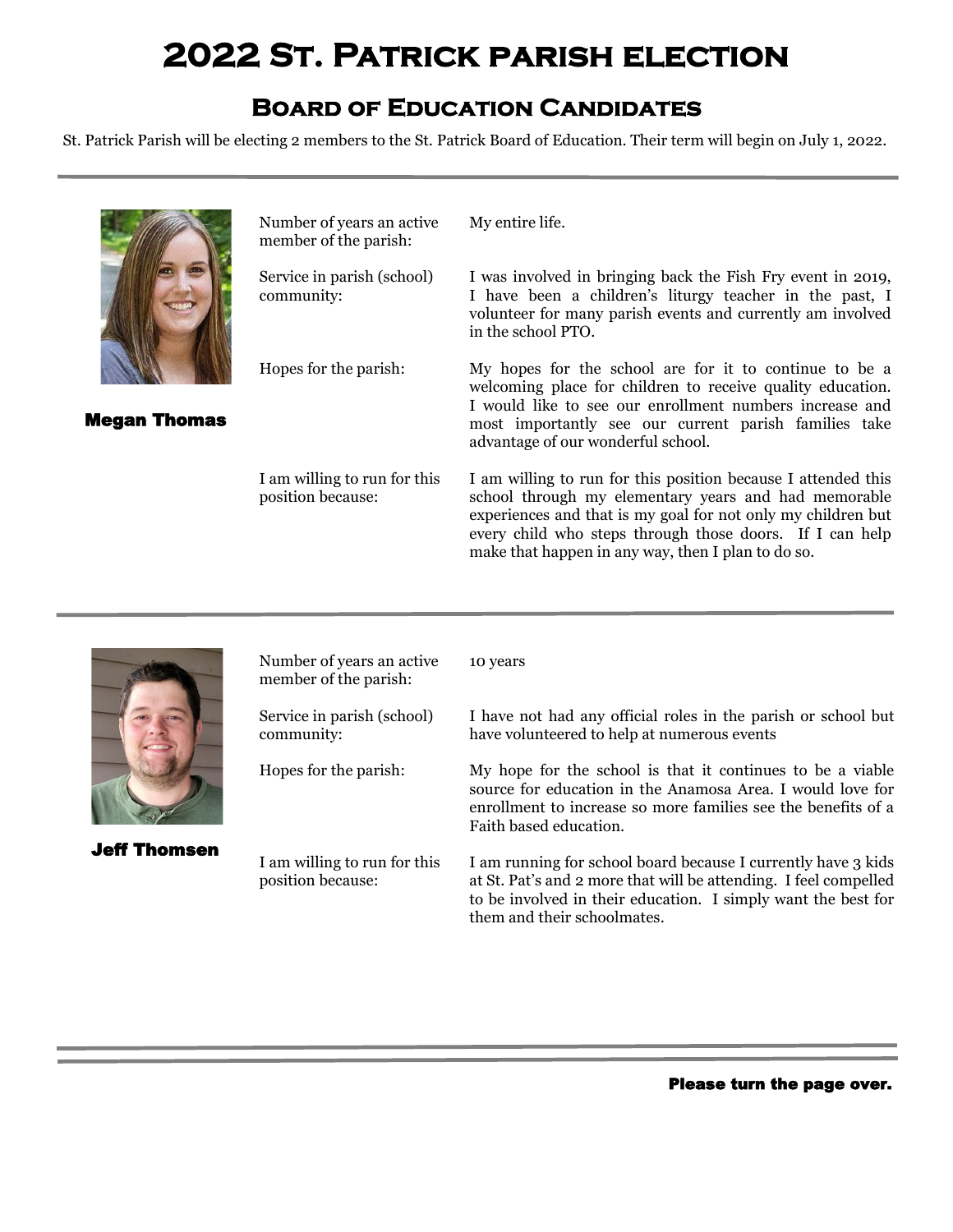# 2022 St. Patrick parish election

## Board of Education Candidates

St. Patrick Parish will be electing 2 members to the St. Patrick Board of Education. Their term will begin on July 1, 2022.

---

### Megan Thomas

| | |
|---|---|
| Number of years an active member of the parish: | My entire life. |
| Service in parish (school) community: | I was involved in bringing back the Fish Fry event in 2019, I have been a children's liturgy teacher in the past, I volunteer for many parish events and currently am involved in the school PTO. |
| Hopes for the parish: | My hopes for the school are for it to continue to be a welcoming place for children to receive quality education. I would like to see our enrollment numbers increase and most importantly see our current parish families take advantage of our wonderful school. |
| I am willing to run for this position because: | I am willing to run for this position because I attended this school through my elementary years and had memorable experiences and that is my goal for not only my children but every child who steps through those doors. If I can help make that happen in any way, then I plan to do so. |

---

### Jeff Thomsen

| | |
|---|---|
| Number of years an active member of the parish: | 10 years |
| Service in parish (school) community: | I have not had any official roles in the parish or school but have volunteered to help at numerous events |
| Hopes for the parish: | My hope for the school is that it continues to be a viable source for education in the Anamosa Area. I would love for enrollment to increase so more families see the benefits of a Faith based education. |
| I am willing to run for this position because: | I am running for school board because I currently have 3 kids at St. Pat's and 2 more that will be attending. I feel compelled to be involved in their education. I simply want the best for them and their schoolmates. |

---

**Please turn the page over.**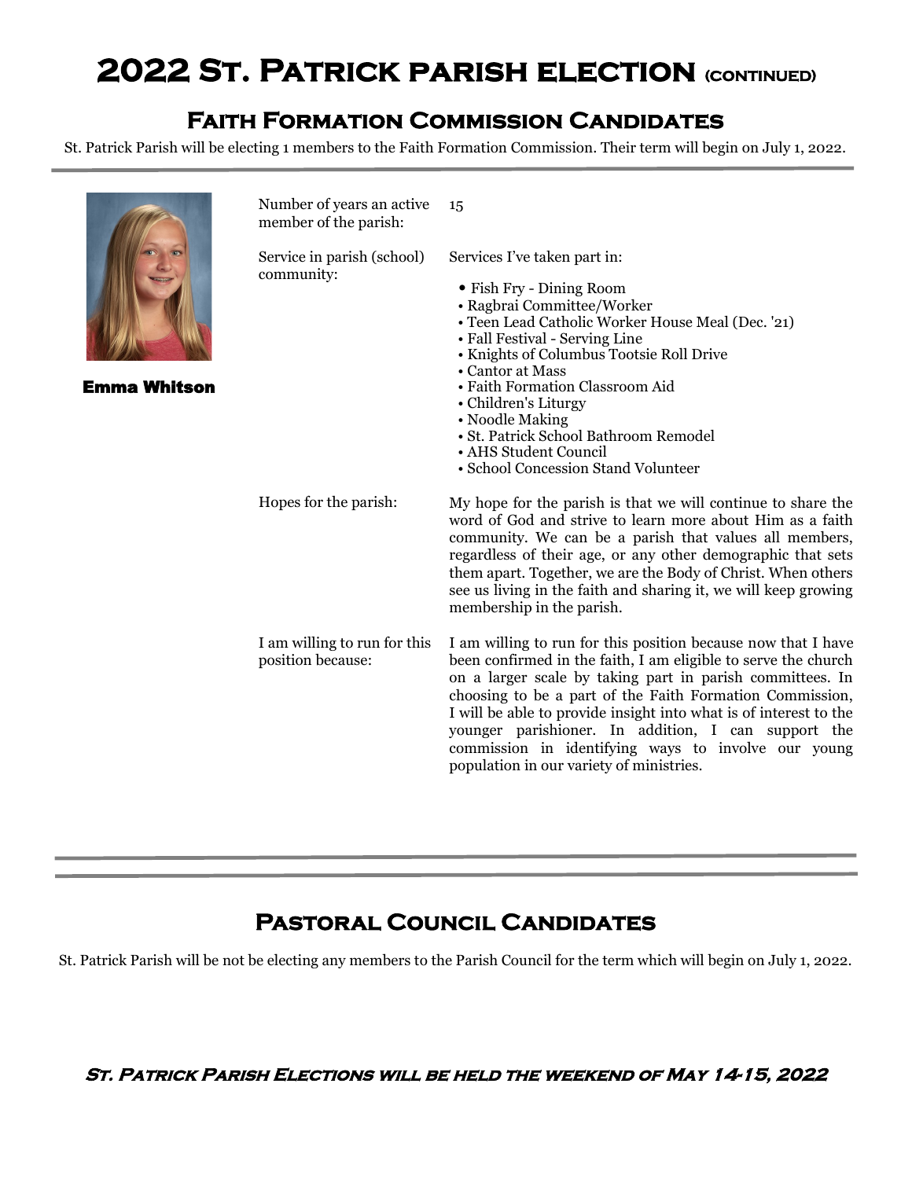# 2022 St. Patrick parish election (continued)

## Faith Formation Commission Candidates

St. Patrick Parish will be electing 1 members to the Faith Formation Commission. Their term will begin on July 1, 2022.

**Emma Whitson**

| | |
|---|---|
| Number of years an active member of the parish: | 15 |
| Service in parish (school) community: | Services I've taken part in:<br>• Fish Fry - Dining Room<br>• Ragbrai Committee/Worker<br>• Teen Lead Catholic Worker House Meal (Dec. '21)<br>• Fall Festival - Serving Line<br>• Knights of Columbus Tootsie Roll Drive<br>• Cantor at Mass<br>• Faith Formation Classroom Aid<br>• Children's Liturgy<br>• Noodle Making<br>• St. Patrick School Bathroom Remodel<br>• AHS Student Council<br>• School Concession Stand Volunteer |
| Hopes for the parish: | My hope for the parish is that we will continue to share the word of God and strive to learn more about Him as a faith community. We can be a parish that values all members, regardless of their age, or any other demographic that sets them apart. Together, we are the Body of Christ. When others see us living in the faith and sharing it, we will keep growing membership in the parish. |
| I am willing to run for this position because: | I am willing to run for this position because now that I have been confirmed in the faith, I am eligible to serve the church on a larger scale by taking part in parish committees. In choosing to be a part of the Faith Formation Commission, I will be able to provide insight into what is of interest to the younger parishioner. In addition, I can support the commission in identifying ways to involve our young population in our variety of ministries. |

## Pastoral Council Candidates

St. Patrick Parish will be not be electing any members to the Parish Council for the term which will begin on July 1, 2022.

***St. Patrick Parish Elections will be held the weekend of May 14-15, 2022***